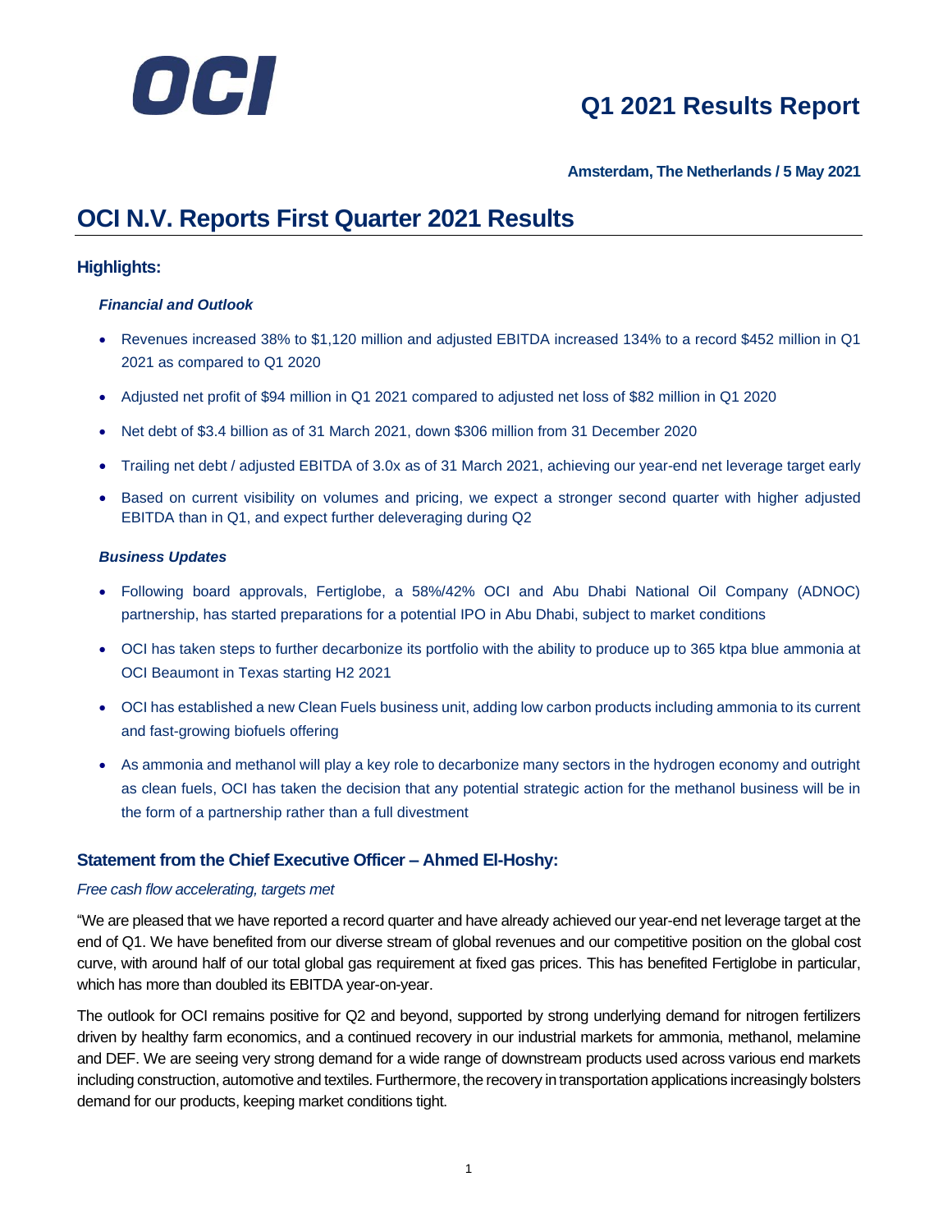# OCI

## Q1 2021 Results Report

**Amsterdam, The Netherlands / 5 May 2021**

# OCI N.V. Reports First Quarter 2021 Results

## Highlights:

### *Financial and Outlook*

- Revenues increased 38% to $1,120 million and adjusted EBITDA increased 134% to a record $452 million in Q1 2021 as compared to Q1 2020
- Adjusted net profit of $94 million in Q1 2021 compared to adjusted net loss of $82 million in Q1 2020
- Net debt of $3.4 billion as of 31 March 2021, down $306 million from 31 December 2020
- Trailing net debt / adjusted EBITDA of 3.0x as of 31 March 2021, achieving our year-end net leverage target early
- Based on current visibility on volumes and pricing, we expect a stronger second quarter with higher adjusted EBITDA than in Q1, and expect further deleveraging during Q2

### *Business Updates*

- Following board approvals, Fertiglobe, a 58%/42% OCI and Abu Dhabi National Oil Company (ADNOC) partnership, has started preparations for a potential IPO in Abu Dhabi, subject to market conditions
- OCI has taken steps to further decarbonize its portfolio with the ability to produce up to 365 ktpa blue ammonia at OCI Beaumont in Texas starting H2 2021
- OCI has established a new Clean Fuels business unit, adding low carbon products including ammonia to its current and fast-growing biofuels offering
- As ammonia and methanol will play a key role to decarbonize many sectors in the hydrogen economy and outright as clean fuels, OCI has taken the decision that any potential strategic action for the methanol business will be in the form of a partnership rather than a full divestment

## Statement from the Chief Executive Officer – Ahmed El-Hoshy:

*Free cash flow accelerating, targets met*

"We are pleased that we have reported a record quarter and have already achieved our year-end net leverage target at the end of Q1. We have benefited from our diverse stream of global revenues and our competitive position on the global cost curve, with around half of our total global gas requirement at fixed gas prices. This has benefited Fertiglobe in particular, which has more than doubled its EBITDA year-on-year.

The outlook for OCI remains positive for Q2 and beyond, supported by strong underlying demand for nitrogen fertilizers driven by healthy farm economics, and a continued recovery in our industrial markets for ammonia, methanol, melamine and DEF. We are seeing very strong demand for a wide range of downstream products used across various end markets including construction, automotive and textiles. Furthermore, the recovery in transportation applications increasingly bolsters demand for our products, keeping market conditions tight.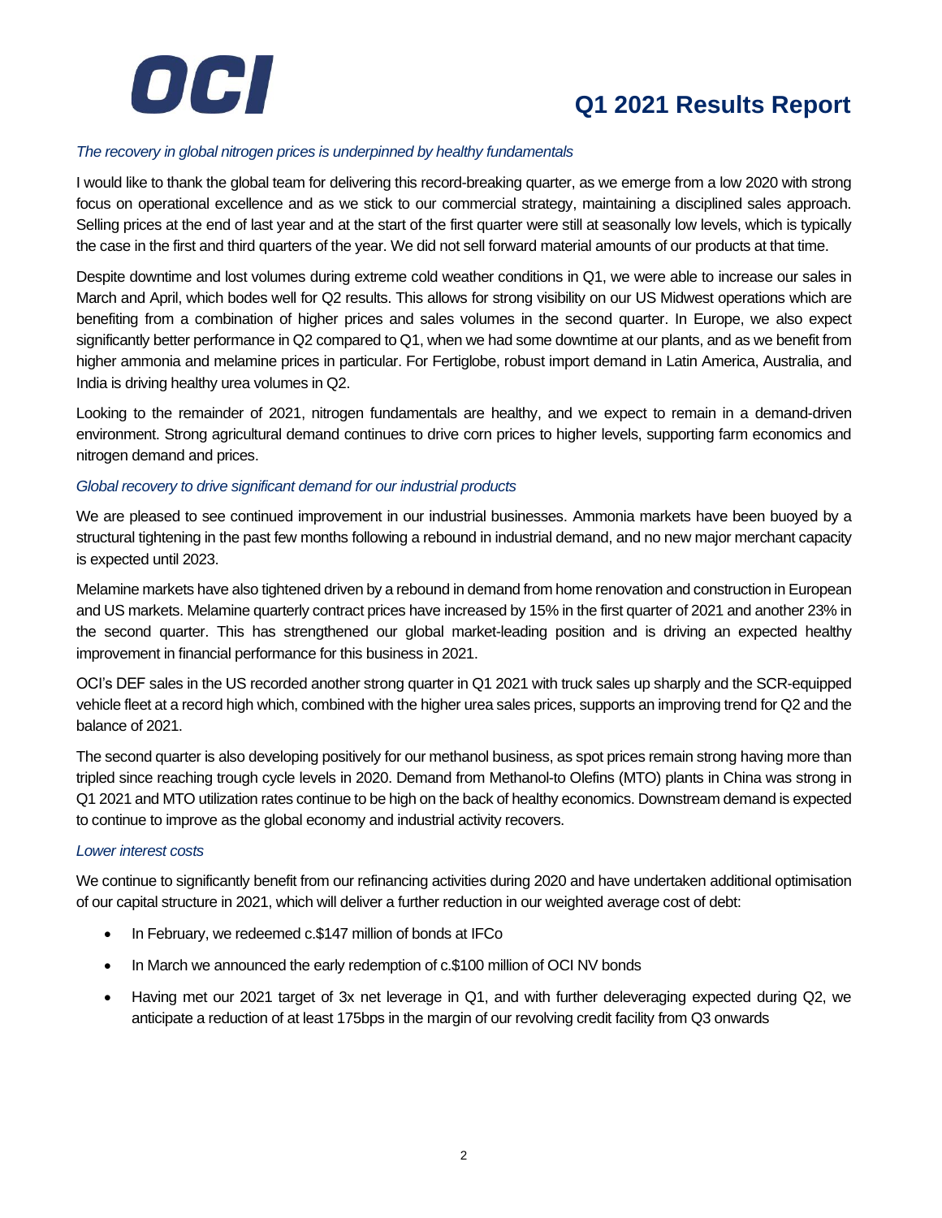*The recovery in global nitrogen prices is underpinned by healthy fundamentals*

I would like to thank the global team for delivering this record-breaking quarter, as we emerge from a low 2020 with strong focus on operational excellence and as we stick to our commercial strategy, maintaining a disciplined sales approach. Selling prices at the end of last year and at the start of the first quarter were still at seasonally low levels, which is typically the case in the first and third quarters of the year. We did not sell forward material amounts of our products at that time.

Despite downtime and lost volumes during extreme cold weather conditions in Q1, we were able to increase our sales in March and April, which bodes well for Q2 results. This allows for strong visibility on our US Midwest operations which are benefiting from a combination of higher prices and sales volumes in the second quarter. In Europe, we also expect significantly better performance in Q2 compared to Q1, when we had some downtime at our plants, and as we benefit from higher ammonia and melamine prices in particular. For Fertiglobe, robust import demand in Latin America, Australia, and India is driving healthy urea volumes in Q2.

Looking to the remainder of 2021, nitrogen fundamentals are healthy, and we expect to remain in a demand-driven environment. Strong agricultural demand continues to drive corn prices to higher levels, supporting farm economics and nitrogen demand and prices.

*Global recovery to drive significant demand for our industrial products*

We are pleased to see continued improvement in our industrial businesses. Ammonia markets have been buoyed by a structural tightening in the past few months following a rebound in industrial demand, and no new major merchant capacity is expected until 2023.

Melamine markets have also tightened driven by a rebound in demand from home renovation and construction in European and US markets. Melamine quarterly contract prices have increased by 15% in the first quarter of 2021 and another 23% in the second quarter. This has strengthened our global market-leading position and is driving an expected healthy improvement in financial performance for this business in 2021.

OCI's DEF sales in the US recorded another strong quarter in Q1 2021 with truck sales up sharply and the SCR-equipped vehicle fleet at a record high which, combined with the higher urea sales prices, supports an improving trend for Q2 and the balance of 2021.

The second quarter is also developing positively for our methanol business, as spot prices remain strong having more than tripled since reaching trough cycle levels in 2020. Demand from Methanol-to Olefins (MTO) plants in China was strong in Q1 2021 and MTO utilization rates continue to be high on the back of healthy economics. Downstream demand is expected to continue to improve as the global economy and industrial activity recovers.

*Lower interest costs*

We continue to significantly benefit from our refinancing activities during 2020 and have undertaken additional optimisation of our capital structure in 2021, which will deliver a further reduction in our weighted average cost of debt:

- In February, we redeemed c.$147 million of bonds at IFCo
- In March we announced the early redemption of c.$100 million of OCI NV bonds
- Having met our 2021 target of 3x net leverage in Q1, and with further deleveraging expected during Q2, we anticipate a reduction of at least 175bps in the margin of our revolving credit facility from Q3 onwards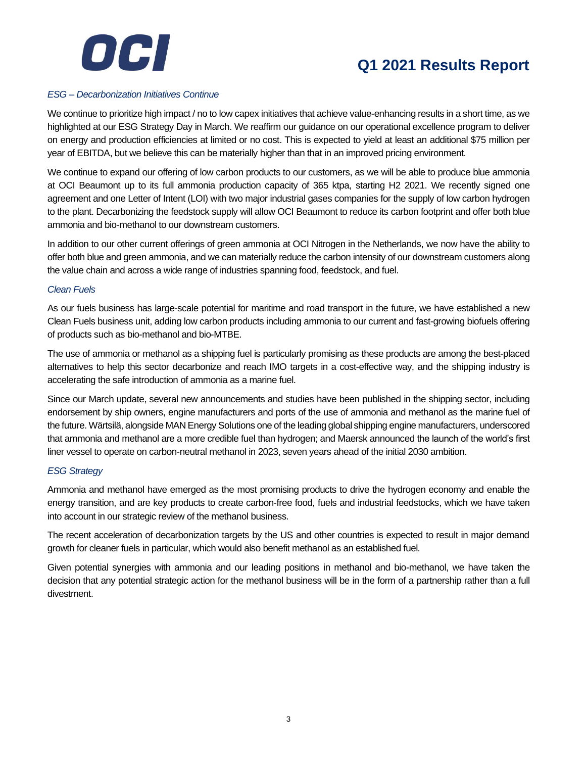*ESG – Decarbonization Initiatives Continue*

We continue to prioritize high impact / no to low capex initiatives that achieve value-enhancing results in a short time, as we highlighted at our ESG Strategy Day in March. We reaffirm our guidance on our operational excellence program to deliver on energy and production efficiencies at limited or no cost. This is expected to yield at least an additional $75 million per year of EBITDA, but we believe this can be materially higher than that in an improved pricing environment.

We continue to expand our offering of low carbon products to our customers, as we will be able to produce blue ammonia at OCI Beaumont up to its full ammonia production capacity of 365 ktpa, starting H2 2021. We recently signed one agreement and one Letter of Intent (LOI) with two major industrial gases companies for the supply of low carbon hydrogen to the plant. Decarbonizing the feedstock supply will allow OCI Beaumont to reduce its carbon footprint and offer both blue ammonia and bio-methanol to our downstream customers.

In addition to our other current offerings of green ammonia at OCI Nitrogen in the Netherlands, we now have the ability to offer both blue and green ammonia, and we can materially reduce the carbon intensity of our downstream customers along the value chain and across a wide range of industries spanning food, feedstock, and fuel.

*Clean Fuels*

As our fuels business has large-scale potential for maritime and road transport in the future, we have established a new Clean Fuels business unit, adding low carbon products including ammonia to our current and fast-growing biofuels offering of products such as bio-methanol and bio-MTBE.

The use of ammonia or methanol as a shipping fuel is particularly promising as these products are among the best-placed alternatives to help this sector decarbonize and reach IMO targets in a cost-effective way, and the shipping industry is accelerating the safe introduction of ammonia as a marine fuel.

Since our March update, several new announcements and studies have been published in the shipping sector, including endorsement by ship owners, engine manufacturers and ports of the use of ammonia and methanol as the marine fuel of the future. Wärtsilä, alongside MAN Energy Solutions one of the leading global shipping engine manufacturers, underscored that ammonia and methanol are a more credible fuel than hydrogen; and Maersk announced the launch of the world's first liner vessel to operate on carbon-neutral methanol in 2023, seven years ahead of the initial 2030 ambition.

*ESG Strategy*

Ammonia and methanol have emerged as the most promising products to drive the hydrogen economy and enable the energy transition, and are key products to create carbon-free food, fuels and industrial feedstocks, which we have taken into account in our strategic review of the methanol business.

The recent acceleration of decarbonization targets by the US and other countries is expected to result in major demand growth for cleaner fuels in particular, which would also benefit methanol as an established fuel.

Given potential synergies with ammonia and our leading positions in methanol and bio-methanol, we have taken the decision that any potential strategic action for the methanol business will be in the form of a partnership rather than a full divestment.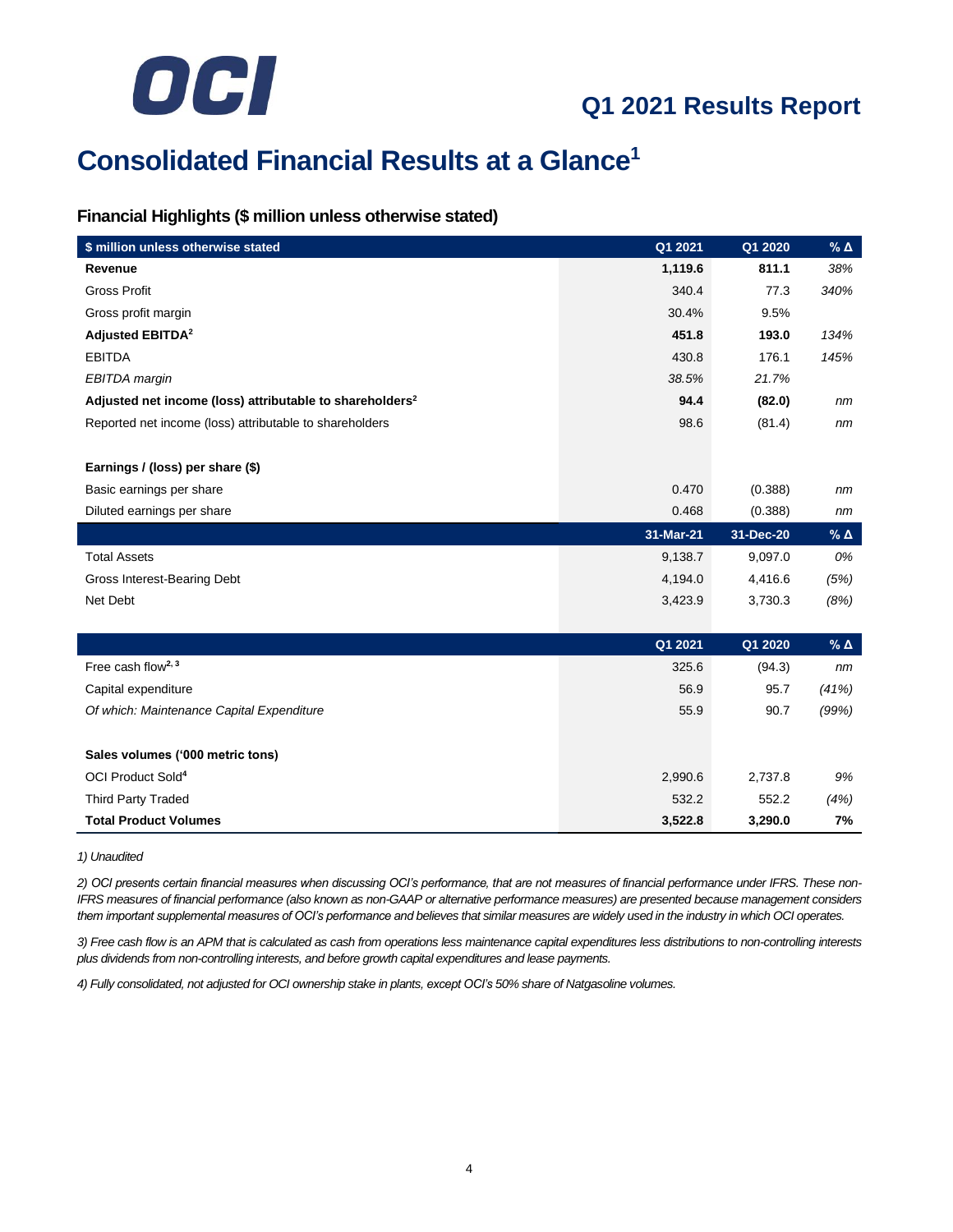# Q1 2021 Results Report

# Consolidated Financial Results at a Glance[1]

### Financial Highlights ($ million unless otherwise stated)

| $ million unless otherwise stated | Q1 2021 | Q1 2020 | % Δ |
|---|---|---|---|
| **Revenue** | **1,119.6** | **811.1** | *38%* |
| Gross Profit | 340.4 | 77.3 | *340%* |
| Gross profit margin | 30.4% | 9.5% | |
| **Adjusted EBITDA[2]** | **451.8** | **193.0** | *134%* |
| EBITDA | 430.8 | 176.1 | *145%* |
| *EBITDA margin* | *38.5%* | *21.7%* | |
| **Adjusted net income (loss) attributable to shareholders[2]** | **94.4** | **(82.0)** | *nm* |
| Reported net income (loss) attributable to shareholders | 98.6 | (81.4) | *nm* |
| | | | |
| **Earnings / (loss) per share ($)** | | | |
| Basic earnings per share | 0.470 | (0.388) | *nm* |
| Diluted earnings per share | 0.468 | (0.388) | *nm* |
| | **31-Mar-21** | **31-Dec-20** | **% Δ** |
| Total Assets | 9,138.7 | 9,097.0 | *0%* |
| Gross Interest-Bearing Debt | 4,194.0 | 4,416.6 | *(5%)* |
| Net Debt | 3,423.9 | 3,730.3 | *(8%)* |
| | | | |
| | **Q1 2021** | **Q1 2020** | **% Δ** |
| Free cash flow[2, 3] | 325.6 | (94.3) | *nm* |
| Capital expenditure | 56.9 | 95.7 | *(41%)* |
| *Of which: Maintenance Capital Expenditure* | 55.9 | 90.7 | *(99%)* |
| | | | |
| **Sales volumes ('000 metric tons)** | | | |
| OCI Product Sold[4] | 2,990.6 | 2,737.8 | *9%* |
| Third Party Traded | 532.2 | 552.2 | *(4%)* |
| **Total Product Volumes** | **3,522.8** | **3,290.0** | **7%** |

*1) Unaudited*

*2) OCI presents certain financial measures when discussing OCI's performance, that are not measures of financial performance under IFRS. These non-IFRS measures of financial performance (also known as non-GAAP or alternative performance measures) are presented because management considers them important supplemental measures of OCI's performance and believes that similar measures are widely used in the industry in which OCI operates.*

*3) Free cash flow is an APM that is calculated as cash from operations less maintenance capital expenditures less distributions to non-controlling interests plus dividends from non-controlling interests, and before growth capital expenditures and lease payments.*

*4) Fully consolidated, not adjusted for OCI ownership stake in plants, except OCI's 50% share of Natgasoline volumes.*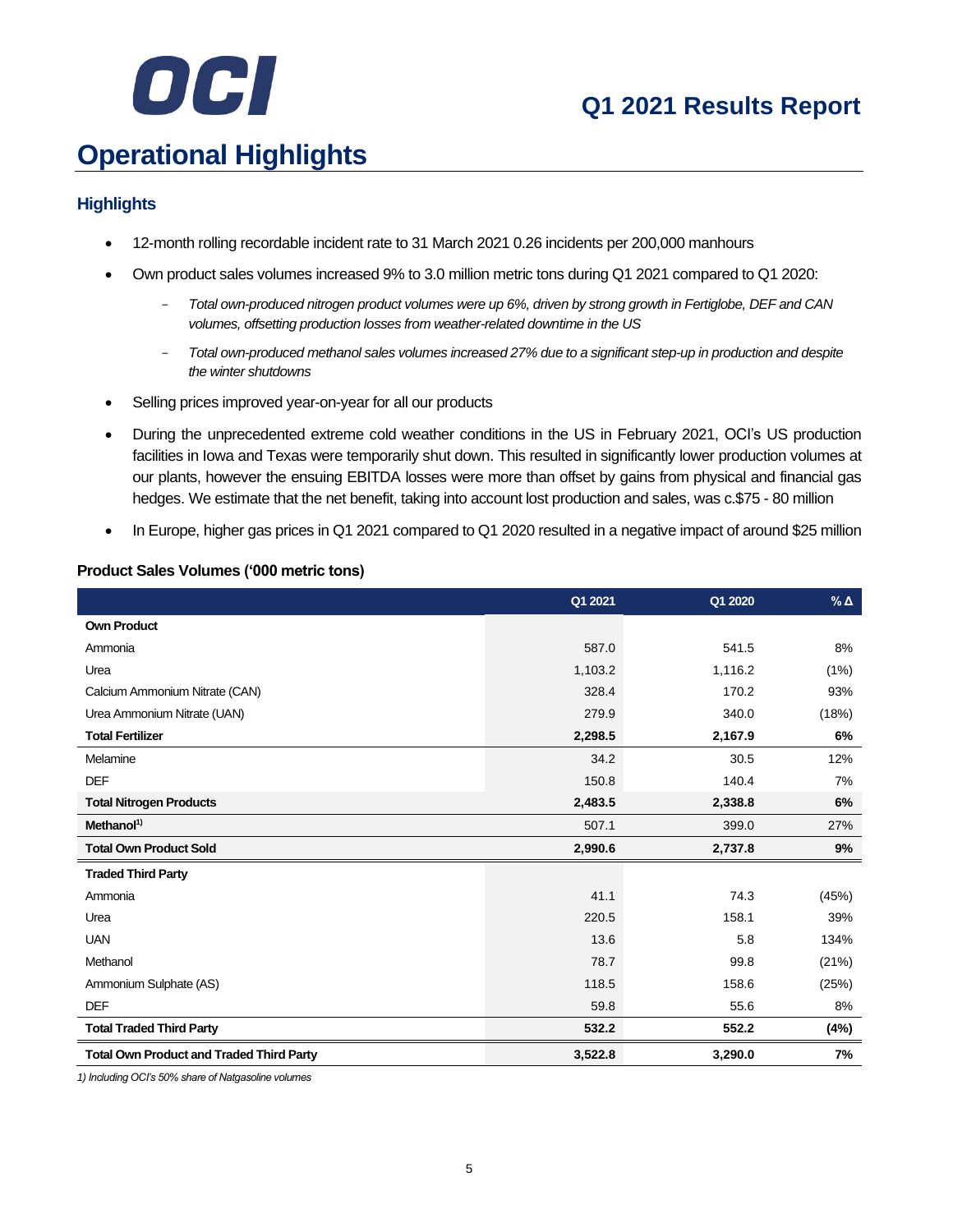# Operational Highlights

## Highlights

- 12-month rolling recordable incident rate to 31 March 2021 0.26 incidents per 200,000 manhours
- Own product sales volumes increased 9% to 3.0 million metric tons during Q1 2021 compared to Q1 2020:
  - *Total own-produced nitrogen product volumes were up 6%, driven by strong growth in Fertiglobe, DEF and CAN volumes, offsetting production losses from weather-related downtime in the US*
  - *Total own-produced methanol sales volumes increased 27% due to a significant step-up in production and despite the winter shutdowns*
- Selling prices improved year-on-year for all our products
- During the unprecedented extreme cold weather conditions in the US in February 2021, OCI's US production facilities in Iowa and Texas were temporarily shut down. This resulted in significantly lower production volumes at our plants, however the ensuing EBITDA losses were more than offset by gains from physical and financial gas hedges. We estimate that the net benefit, taking into account lost production and sales, was c.$75 - 80 million
- In Europe, higher gas prices in Q1 2021 compared to Q1 2020 resulted in a negative impact of around $25 million

### Product Sales Volumes ('000 metric tons)

| | Q1 2021 | Q1 2020 | % Δ |
|---|---|---|---|
| **Own Product** | | | |
| Ammonia | 587.0 | 541.5 | 8% |
| Urea | 1,103.2 | 1,116.2 | (1%) |
| Calcium Ammonium Nitrate (CAN) | 328.4 | 170.2 | 93% |
| Urea Ammonium Nitrate (UAN) | 279.9 | 340.0 | (18%) |
| **Total Fertilizer** | **2,298.5** | **2,167.9** | **6%** |
| Melamine | 34.2 | 30.5 | 12% |
| DEF | 150.8 | 140.4 | 7% |
| **Total Nitrogen Products** | **2,483.5** | **2,338.8** | **6%** |
| **Methanol[1)]** | 507.1 | 399.0 | 27% |
| **Total Own Product Sold** | **2,990.6** | **2,737.8** | **9%** |
| **Traded Third Party** | | | |
| Ammonia | 41.1 | 74.3 | (45%) |
| Urea | 220.5 | 158.1 | 39% |
| UAN | 13.6 | 5.8 | 134% |
| Methanol | 78.7 | 99.8 | (21%) |
| Ammonium Sulphate (AS) | 118.5 | 158.6 | (25%) |
| DEF | 59.8 | 55.6 | 8% |
| **Total Traded Third Party** | **532.2** | **552.2** | **(4%)** |
| **Total Own Product and Traded Third Party** | **3,522.8** | **3,290.0** | **7%** |

*1) Including OCI's 50% share of Natgasoline volumes*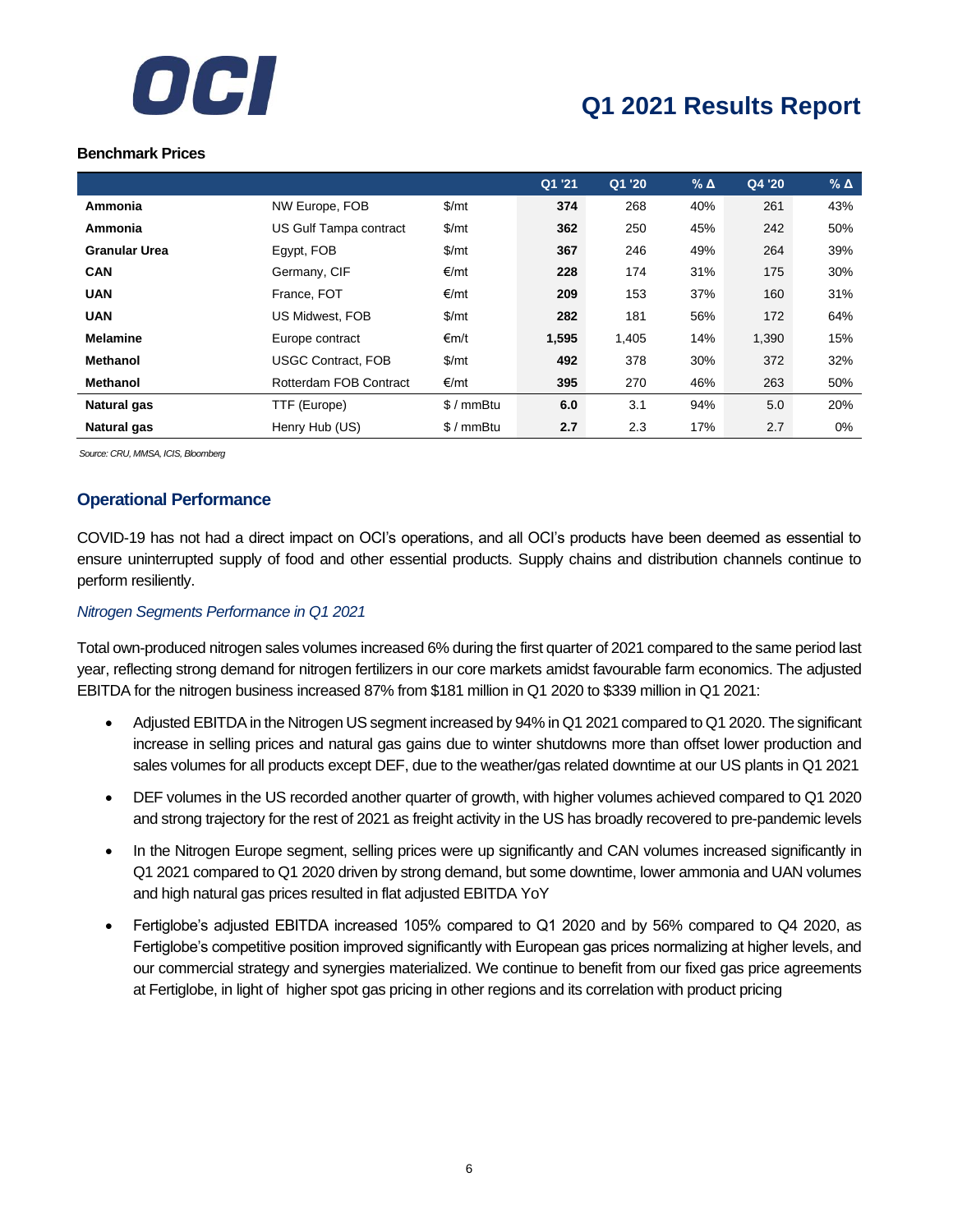**Benchmark Prices**

| | | | Q1 '21 | Q1 '20 | % Δ | Q4 '20 | % Δ |
|---|---|---|---|---|---|---|---|
| **Ammonia** | NW Europe, FOB | $/mt | **374** | 268 | 40% | 261 | 43% |
| **Ammonia** | US Gulf Tampa contract | $/mt | **362** | 250 | 45% | 242 | 50% |
| **Granular Urea** | Egypt, FOB | $/mt | **367** | 246 | 49% | 264 | 39% |
| **CAN** | Germany, CIF | €/mt | **228** | 174 | 31% | 175 | 30% |
| **UAN** | France, FOT | €/mt | **209** | 153 | 37% | 160 | 31% |
| **UAN** | US Midwest, FOB | $/mt | **282** | 181 | 56% | 172 | 64% |
| **Melamine** | Europe contract | €m/t | **1,595** | 1,405 | 14% | 1,390 | 15% |
| **Methanol** | USGC Contract, FOB | $/mt | **492** | 378 | 30% | 372 | 32% |
| **Methanol** | Rotterdam FOB Contract | €/mt | **395** | 270 | 46% | 263 | 50% |
| **Natural gas** | TTF (Europe) | $ / mmBtu | **6.0** | 3.1 | 94% | 5.0 | 20% |
| **Natural gas** | Henry Hub (US) | $ / mmBtu | **2.7** | 2.3 | 17% | 2.7 | 0% |

*Source: CRU, MMSA, ICIS, Bloomberg*

## Operational Performance

COVID-19 has not had a direct impact on OCI's operations, and all OCI's products have been deemed as essential to ensure uninterrupted supply of food and other essential products. Supply chains and distribution channels continue to perform resiliently.

*Nitrogen Segments Performance in Q1 2021*

Total own-produced nitrogen sales volumes increased 6% during the first quarter of 2021 compared to the same period last year, reflecting strong demand for nitrogen fertilizers in our core markets amidst favourable farm economics. The adjusted EBITDA for the nitrogen business increased 87% from $181 million in Q1 2020 to $339 million in Q1 2021:

- Adjusted EBITDA in the Nitrogen US segment increased by 94% in Q1 2021 compared to Q1 2020. The significant increase in selling prices and natural gas gains due to winter shutdowns more than offset lower production and sales volumes for all products except DEF, due to the weather/gas related downtime at our US plants in Q1 2021
- DEF volumes in the US recorded another quarter of growth, with higher volumes achieved compared to Q1 2020 and strong trajectory for the rest of 2021 as freight activity in the US has broadly recovered to pre-pandemic levels
- In the Nitrogen Europe segment, selling prices were up significantly and CAN volumes increased significantly in Q1 2021 compared to Q1 2020 driven by strong demand, but some downtime, lower ammonia and UAN volumes and high natural gas prices resulted in flat adjusted EBITDA YoY
- Fertiglobe's adjusted EBITDA increased 105% compared to Q1 2020 and by 56% compared to Q4 2020, as Fertiglobe's competitive position improved significantly with European gas prices normalizing at higher levels, and our commercial strategy and synergies materialized. We continue to benefit from our fixed gas price agreements at Fertiglobe, in light of higher spot gas pricing in other regions and its correlation with product pricing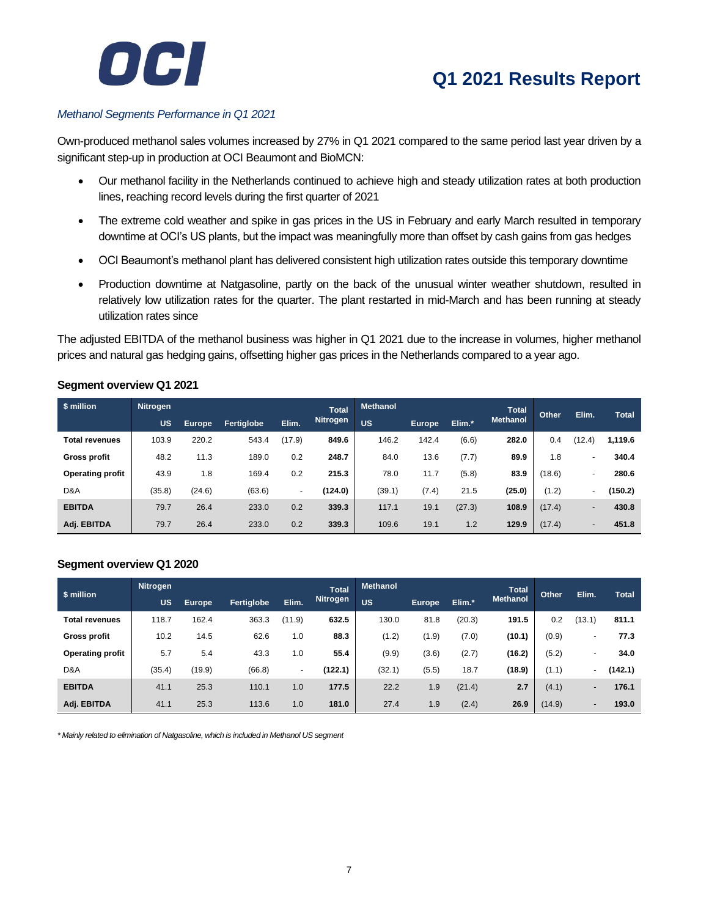*Methanol Segments Performance in Q1 2021*

Own-produced methanol sales volumes increased by 27% in Q1 2021 compared to the same period last year driven by a significant step-up in production at OCI Beaumont and BioMCN:

- Our methanol facility in the Netherlands continued to achieve high and steady utilization rates at both production lines, reaching record levels during the first quarter of 2021
- The extreme cold weather and spike in gas prices in the US in February and early March resulted in temporary downtime at OCI's US plants, but the impact was meaningfully more than offset by cash gains from gas hedges
- OCI Beaumont's methanol plant has delivered consistent high utilization rates outside this temporary downtime
- Production downtime at Natgasoline, partly on the back of the unusual winter weather shutdown, resulted in relatively low utilization rates for the quarter. The plant restarted in mid-March and has been running at steady utilization rates since

The adjusted EBITDA of the methanol business was higher in Q1 2021 due to the increase in volumes, higher methanol prices and natural gas hedging gains, offsetting higher gas prices in the Netherlands compared to a year ago.

**Segment overview Q1 2021**

| $ million | Nitrogen | | | | Total Nitrogen | Methanol | | | Total Methanol | Other | Elim. | Total |
|---|---|---|---|---|---|---|---|---|---|---|---|---|
| | US | Europe | Fertiglobe | Elim. | | US | Europe | Elim.* | | | | |
| **Total revenues** | 103.9 | 220.2 | 543.4 | (17.9) | **849.6** | 146.2 | 142.4 | (6.6) | **282.0** | 0.4 | (12.4) | **1,119.6** |
| **Gross profit** | 48.2 | 11.3 | 189.0 | 0.2 | **248.7** | 84.0 | 13.6 | (7.7) | **89.9** | 1.8 | - | **340.4** |
| **Operating profit** | 43.9 | 1.8 | 169.4 | 0.2 | **215.3** | 78.0 | 11.7 | (5.8) | **83.9** | (18.6) | - | **280.6** |
| D&A | (35.8) | (24.6) | (63.6) | - | **(124.0)** | (39.1) | (7.4) | 21.5 | **(25.0)** | (1.2) | - | **(150.2)** |
| **EBITDA** | 79.7 | 26.4 | 233.0 | 0.2 | **339.3** | 117.1 | 19.1 | (27.3) | **108.9** | (17.4) | - | **430.8** |
| **Adj. EBITDA** | 79.7 | 26.4 | 233.0 | 0.2 | **339.3** | 109.6 | 19.1 | 1.2 | **129.9** | (17.4) | - | **451.8** |

**Segment overview Q1 2020**

| $ million | Nitrogen | | | | Total Nitrogen | Methanol | | | Total Methanol | Other | Elim. | Total |
|---|---|---|---|---|---|---|---|---|---|---|---|---|
| | US | Europe | Fertiglobe | Elim. | | US | Europe | Elim.* | | | | |
| **Total revenues** | 118.7 | 162.4 | 363.3 | (11.9) | **632.5** | 130.0 | 81.8 | (20.3) | **191.5** | 0.2 | (13.1) | **811.1** |
| **Gross profit** | 10.2 | 14.5 | 62.6 | 1.0 | **88.3** | (1.2) | (1.9) | (7.0) | **(10.1)** | (0.9) | - | **77.3** |
| **Operating profit** | 5.7 | 5.4 | 43.3 | 1.0 | **55.4** | (9.9) | (3.6) | (2.7) | **(16.2)** | (5.2) | - | **34.0** |
| D&A | (35.4) | (19.9) | (66.8) | - | **(122.1)** | (32.1) | (5.5) | 18.7 | **(18.9)** | (1.1) | - | **(142.1)** |
| **EBITDA** | 41.1 | 25.3 | 110.1 | 1.0 | **177.5** | 22.2 | 1.9 | (21.4) | **2.7** | (4.1) | - | **176.1** |
| **Adj. EBITDA** | 41.1 | 25.3 | 113.6 | 1.0 | **181.0** | 27.4 | 1.9 | (2.4) | **26.9** | (14.9) | - | **193.0** |

*\* Mainly related to elimination of Natgasoline, which is included in Methanol US segment*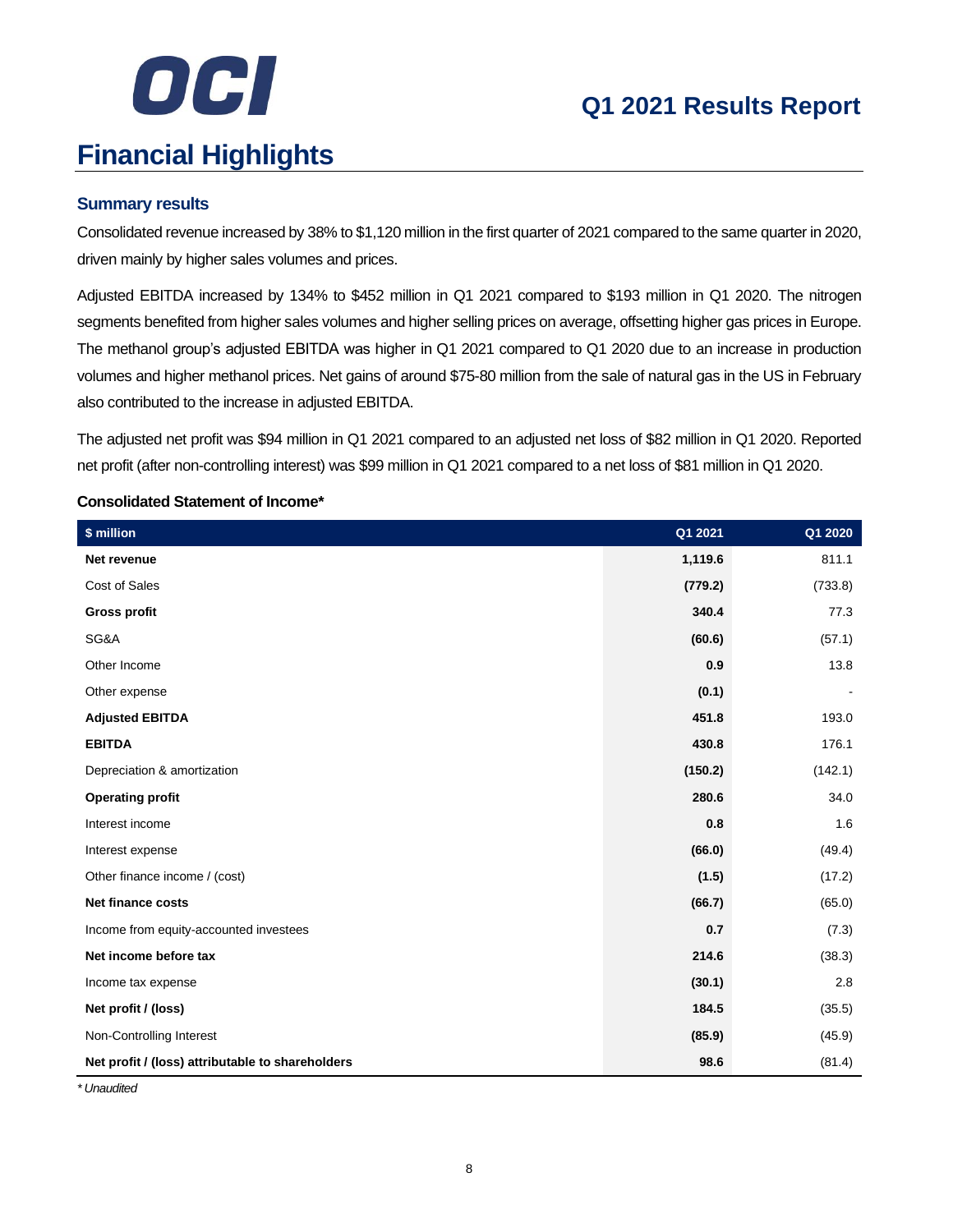# Financial Highlights

### Summary results

Consolidated revenue increased by 38% to $1,120 million in the first quarter of 2021 compared to the same quarter in 2020, driven mainly by higher sales volumes and prices.

Adjusted EBITDA increased by 134% to $452 million in Q1 2021 compared to $193 million in Q1 2020. The nitrogen segments benefited from higher sales volumes and higher selling prices on average, offsetting higher gas prices in Europe. The methanol group's adjusted EBITDA was higher in Q1 2021 compared to Q1 2020 due to an increase in production volumes and higher methanol prices. Net gains of around $75-80 million from the sale of natural gas in the US in February also contributed to the increase in adjusted EBITDA.

The adjusted net profit was $94 million in Q1 2021 compared to an adjusted net loss of $82 million in Q1 2020. Reported net profit (after non-controlling interest) was $99 million in Q1 2021 compared to a net loss of $81 million in Q1 2020.

**Consolidated Statement of Income***

| $ million | Q1 2021 | Q1 2020 |
|---|---|---|
| **Net revenue** | **1,119.6** | 811.1 |
| Cost of Sales | **(779.2)** | (733.8) |
| **Gross profit** | **340.4** | 77.3 |
| SG&A | **(60.6)** | (57.1) |
| Other Income | **0.9** | 13.8 |
| Other expense | **(0.1)** | - |
| **Adjusted EBITDA** | **451.8** | 193.0 |
| **EBITDA** | **430.8** | 176.1 |
| Depreciation & amortization | **(150.2)** | (142.1) |
| **Operating profit** | **280.6** | 34.0 |
| Interest income | **0.8** | 1.6 |
| Interest expense | **(66.0)** | (49.4) |
| Other finance income / (cost) | **(1.5)** | (17.2) |
| **Net finance costs** | **(66.7)** | (65.0) |
| Income from equity-accounted investees | **0.7** | (7.3) |
| **Net income before tax** | **214.6** | (38.3) |
| Income tax expense | **(30.1)** | 2.8 |
| **Net profit / (loss)** | **184.5** | (35.5) |
| Non-Controlling Interest | **(85.9)** | (45.9) |
| **Net profit / (loss) attributable to shareholders** | **98.6** | (81.4) |

*\* Unaudited*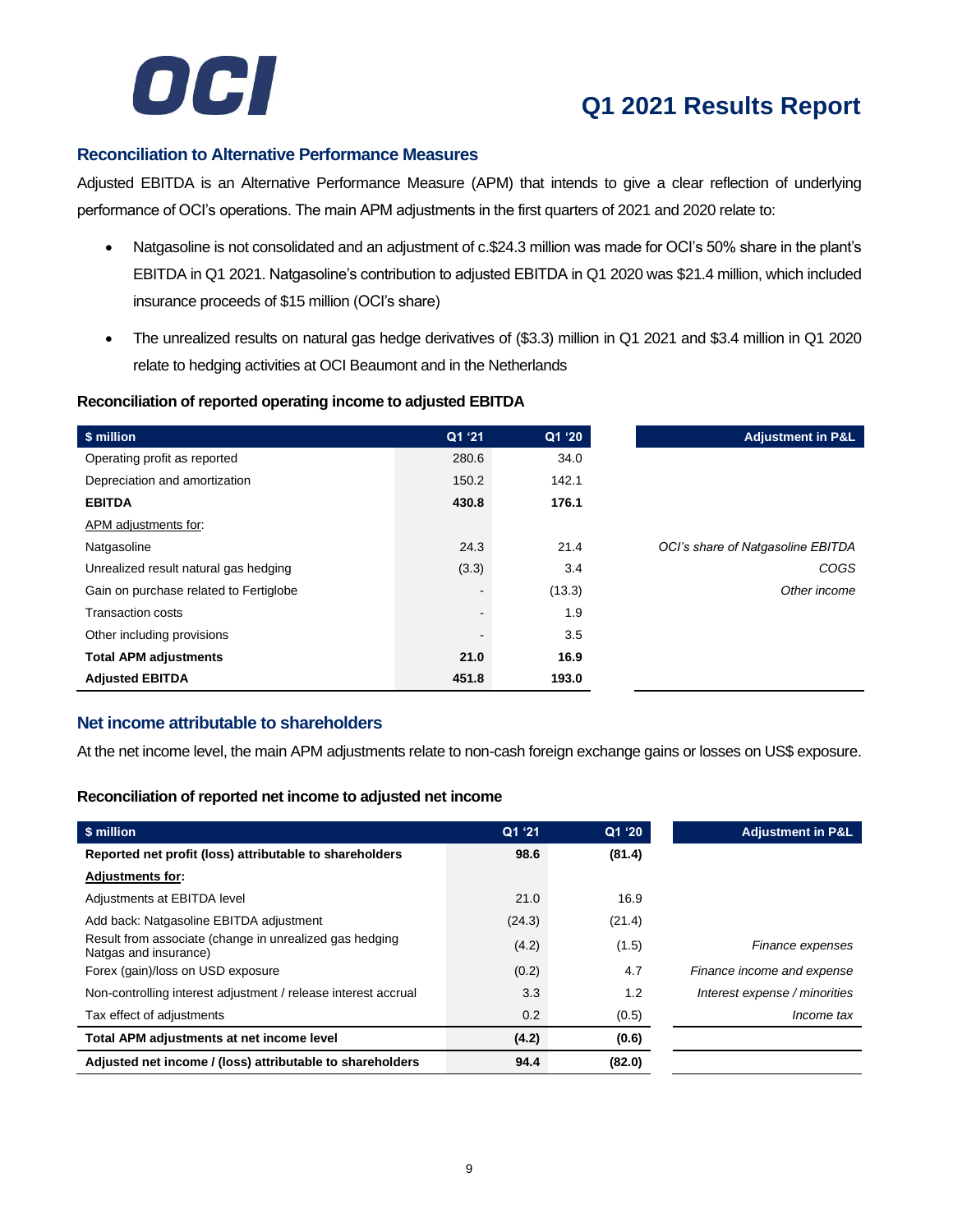## Reconciliation to Alternative Performance Measures

Adjusted EBITDA is an Alternative Performance Measure (APM) that intends to give a clear reflection of underlying performance of OCI's operations. The main APM adjustments in the first quarters of 2021 and 2020 relate to:

- Natgasoline is not consolidated and an adjustment of c.$24.3 million was made for OCI's 50% share in the plant's EBITDA in Q1 2021. Natgasoline's contribution to adjusted EBITDA in Q1 2020 was $21.4 million, which included insurance proceeds of $15 million (OCI's share)
- The unrealized results on natural gas hedge derivatives of ($3.3) million in Q1 2021 and $3.4 million in Q1 2020 relate to hedging activities at OCI Beaumont and in the Netherlands

### Reconciliation of reported operating income to adjusted EBITDA

| $ million | Q1 '21 | Q1 '20 | Adjustment in P&L |
|---|---|---|---|
| Operating profit as reported | 280.6 | 34.0 | |
| Depreciation and amortization | 150.2 | 142.1 | |
| **EBITDA** | **430.8** | **176.1** | |
| APM adjustments for: | | | |
| Natgasoline | 24.3 | 21.4 | *OCI's share of Natgasoline EBITDA* |
| Unrealized result natural gas hedging | (3.3) | 3.4 | *COGS* |
| Gain on purchase related to Fertiglobe | - | (13.3) | *Other income* |
| Transaction costs | - | 1.9 | |
| Other including provisions | - | 3.5 | |
| **Total APM adjustments** | **21.0** | **16.9** | |
| **Adjusted EBITDA** | **451.8** | **193.0** | |

## Net income attributable to shareholders

At the net income level, the main APM adjustments relate to non-cash foreign exchange gains or losses on US$ exposure.

### Reconciliation of reported net income to adjusted net income

| $ million | Q1 '21 | Q1 '20 | Adjustment in P&L |
|---|---|---|---|
| **Reported net profit (loss) attributable to shareholders** | **98.6** | **(81.4)** | |
| **Adjustments for:** | | | |
| Adjustments at EBITDA level | 21.0 | 16.9 | |
| Add back: Natgasoline EBITDA adjustment | (24.3) | (21.4) | |
| Result from associate (change in unrealized gas hedging Natgas and insurance) | (4.2) | (1.5) | *Finance expenses* |
| Forex (gain)/loss on USD exposure | (0.2) | 4.7 | *Finance income and expense* |
| Non-controlling interest adjustment / release interest accrual | 3.3 | 1.2 | *Interest expense / minorities* |
| Tax effect of adjustments | 0.2 | (0.5) | *Income tax* |
| **Total APM adjustments at net income level** | **(4.2)** | **(0.6)** | |
| **Adjusted net income / (loss) attributable to shareholders** | **94.4** | **(82.0)** | |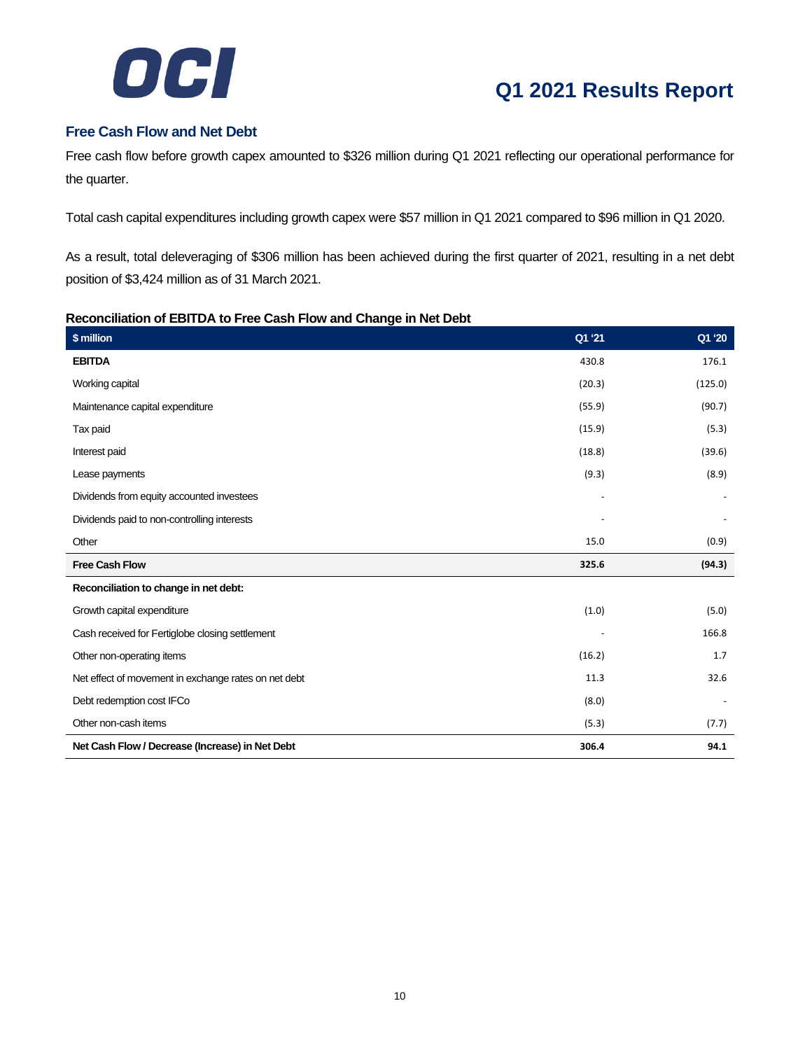## Free Cash Flow and Net Debt

Free cash flow before growth capex amounted to $326 million during Q1 2021 reflecting our operational performance for the quarter.

Total cash capital expenditures including growth capex were $57 million in Q1 2021 compared to $96 million in Q1 2020.

As a result, total deleveraging of $306 million has been achieved during the first quarter of 2021, resulting in a net debt position of $3,424 million as of 31 March 2021.

### Reconciliation of EBITDA to Free Cash Flow and Change in Net Debt

| $ million | Q1 '21 | Q1 '20 |
|---|---|---|
| **EBITDA** | 430.8 | 176.1 |
| Working capital | (20.3) | (125.0) |
| Maintenance capital expenditure | (55.9) | (90.7) |
| Tax paid | (15.9) | (5.3) |
| Interest paid | (18.8) | (39.6) |
| Lease payments | (9.3) | (8.9) |
| Dividends from equity accounted investees | - | - |
| Dividends paid to non-controlling interests | - | - |
| Other | 15.0 | (0.9) |
| **Free Cash Flow** | **325.6** | **(94.3)** |
| **Reconciliation to change in net debt:** | | |
| Growth capital expenditure | (1.0) | (5.0) |
| Cash received for Fertiglobe closing settlement | - | 166.8 |
| Other non-operating items | (16.2) | 1.7 |
| Net effect of movement in exchange rates on net debt | 11.3 | 32.6 |
| Debt redemption cost IFCo | (8.0) | - |
| Other non-cash items | (5.3) | (7.7) |
| **Net Cash Flow / Decrease (Increase) in Net Debt** | **306.4** | **94.1** |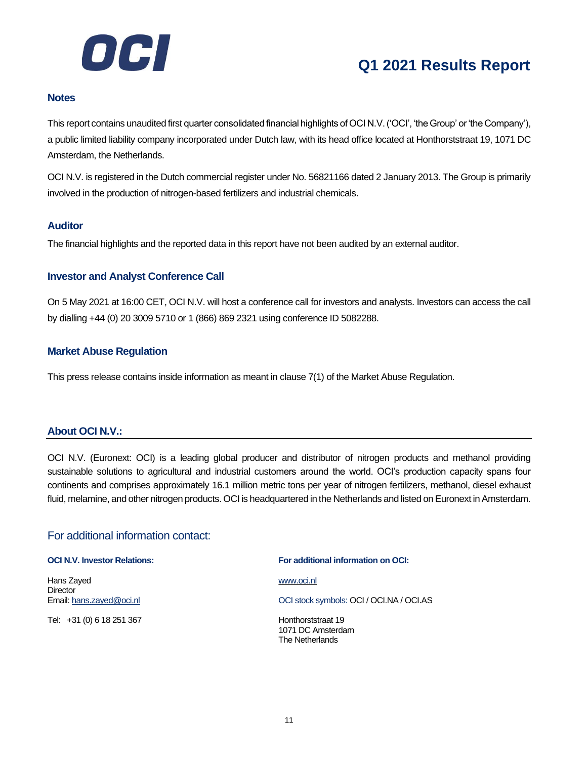# Q1 2021 Results Report

## Notes

This report contains unaudited first quarter consolidated financial highlights of OCI N.V. ('OCI', 'the Group' or 'the Company'), a public limited liability company incorporated under Dutch law, with its head office located at Honthorststraat 19, 1071 DC Amsterdam, the Netherlands.

OCI N.V. is registered in the Dutch commercial register under No. 56821166 dated 2 January 2013. The Group is primarily involved in the production of nitrogen-based fertilizers and industrial chemicals.

## Auditor

The financial highlights and the reported data in this report have not been audited by an external auditor.

## Investor and Analyst Conference Call

On 5 May 2021 at 16:00 CET, OCI N.V. will host a conference call for investors and analysts. Investors can access the call by dialling +44 (0) 20 3009 5710 or 1 (866) 869 2321 using conference ID 5082288.

## Market Abuse Regulation

This press release contains inside information as meant in clause 7(1) of the Market Abuse Regulation.

## About OCI N.V.:

OCI N.V. (Euronext: OCI) is a leading global producer and distributor of nitrogen products and methanol providing sustainable solutions to agricultural and industrial customers around the world. OCI's production capacity spans four continents and comprises approximately 16.1 million metric tons per year of nitrogen fertilizers, methanol, diesel exhaust fluid, melamine, and other nitrogen products. OCI is headquartered in the Netherlands and listed on Euronext in Amsterdam.

## For additional information contact:

**OCI N.V. Investor Relations:**

Hans Zayed
Director
Email: hans.zayed@oci.nl

Tel: +31 (0) 6 18 251 367

**For additional information on OCI:**

www.oci.nl

OCI stock symbols: OCI / OCI.NA / OCI.AS

Honthorststraat 19
1071 DC Amsterdam
The Netherlands